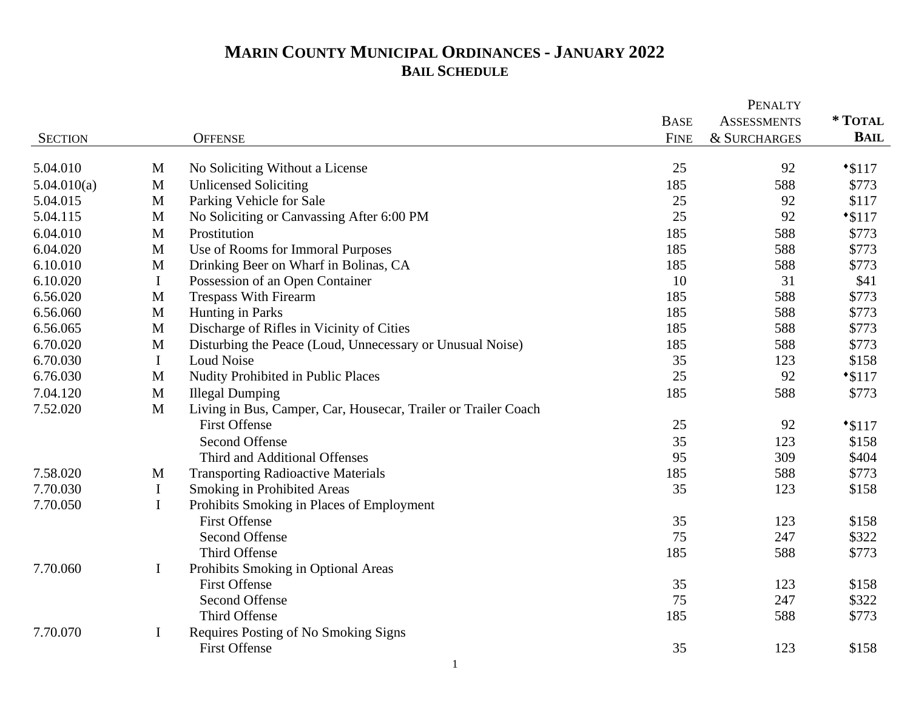# MARIN COUNTY MUNICIPAL ORDINANCES - JANUARY 2022
## BAIL SCHEDULE

| SECTION | | OFFENSE | BASE FINE | PENALTY ASSESSMENTS & SURCHARGES | * TOTAL BAIL |
|---|---|---|---|---|---|
| 5.04.010 | M | No Soliciting Without a License | 25 | 92 | ♦$117 |
| 5.04.010(a) | M | Unlicensed Soliciting | 185 | 588 | $773 |
| 5.04.015 | M | Parking Vehicle for Sale | 25 | 92 | $117 |
| 5.04.115 | M | No Soliciting or Canvassing After 6:00 PM | 25 | 92 | ♦$117 |
| 6.04.010 | M | Prostitution | 185 | 588 | $773 |
| 6.04.020 | M | Use of Rooms for Immoral Purposes | 185 | 588 | $773 |
| 6.10.010 | M | Drinking Beer on Wharf in Bolinas, CA | 185 | 588 | $773 |
| 6.10.020 | I | Possession of an Open Container | 10 | 31 | $41 |
| 6.56.020 | M | Trespass With Firearm | 185 | 588 | $773 |
| 6.56.060 | M | Hunting in Parks | 185 | 588 | $773 |
| 6.56.065 | M | Discharge of Rifles in Vicinity of Cities | 185 | 588 | $773 |
| 6.70.020 | M | Disturbing the Peace (Loud, Unnecessary or Unusual Noise) | 185 | 588 | $773 |
| 6.70.030 | I | Loud Noise | 35 | 123 | $158 |
| 6.76.030 | M | Nudity Prohibited in Public Places | 25 | 92 | ♦$117 |
| 7.04.120 | M | Illegal Dumping | 185 | 588 | $773 |
| 7.52.020 | M | Living in Bus, Camper, Car, Housecar, Trailer or Trailer Coach | | | |
| | | First Offense | 25 | 92 | ♦$117 |
| | | Second Offense | 35 | 123 | $158 |
| | | Third and Additional Offenses | 95 | 309 | $404 |
| 7.58.020 | M | Transporting Radioactive Materials | 185 | 588 | $773 |
| 7.70.030 | I | Smoking in Prohibited Areas | 35 | 123 | $158 |
| 7.70.050 | I | Prohibits Smoking in Places of Employment | | | |
| | | First Offense | 35 | 123 | $158 |
| | | Second Offense | 75 | 247 | $322 |
| | | Third Offense | 185 | 588 | $773 |
| 7.70.060 | I | Prohibits Smoking in Optional Areas | | | |
| | | First Offense | 35 | 123 | $158 |
| | | Second Offense | 75 | 247 | $322 |
| | | Third Offense | 185 | 588 | $773 |
| 7.70.070 | I | Requires Posting of No Smoking Signs | | | |
| | | First Offense | 35 | 123 | $158 |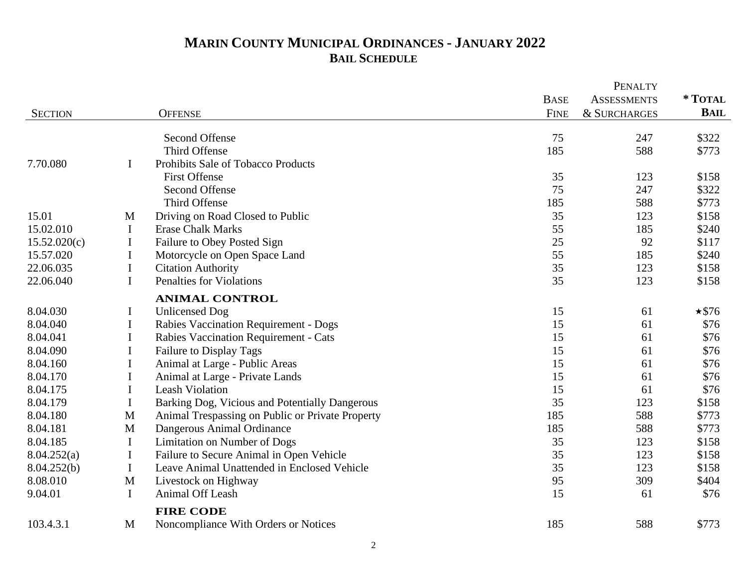# MARIN COUNTY MUNICIPAL ORDINANCES - JANUARY 2022

## BAIL SCHEDULE

| SECTION | | OFFENSE | BASE FINE | PENALTY ASSESSMENTS & SURCHARGES | * TOTAL BAIL |
|---|---|---|---|---|---|
| | | Second Offense | 75 | 247 | $322 |
| | | Third Offense | 185 | 588 | $773 |
| 7.70.080 | I | Prohibits Sale of Tobacco Products | | | |
| | | First Offense | 35 | 123 | $158 |
| | | Second Offense | 75 | 247 | $322 |
| | | Third Offense | 185 | 588 | $773 |
| 15.01 | M | Driving on Road Closed to Public | 35 | 123 | $158 |
| 15.02.010 | I | Erase Chalk Marks | 55 | 185 | $240 |
| 15.52.020(c) | I | Failure to Obey Posted Sign | 25 | 92 | $117 |
| 15.57.020 | I | Motorcycle on Open Space Land | 55 | 185 | $240 |
| 22.06.035 | I | Citation Authority | 35 | 123 | $158 |
| 22.06.040 | I | Penalties for Violations | 35 | 123 | $158 |
| | | **ANIMAL CONTROL** | | | |
| 8.04.030 | I | Unlicensed Dog | 15 | 61 | ★$76 |
| 8.04.040 | I | Rabies Vaccination Requirement - Dogs | 15 | 61 | $76 |
| 8.04.041 | I | Rabies Vaccination Requirement - Cats | 15 | 61 | $76 |
| 8.04.090 | I | Failure to Display Tags | 15 | 61 | $76 |
| 8.04.160 | I | Animal at Large - Public Areas | 15 | 61 | $76 |
| 8.04.170 | I | Animal at Large - Private Lands | 15 | 61 | $76 |
| 8.04.175 | I | Leash Violation | 15 | 61 | $76 |
| 8.04.179 | I | Barking Dog, Vicious and Potentially Dangerous | 35 | 123 | $158 |
| 8.04.180 | M | Animal Trespassing on Public or Private Property | 185 | 588 | $773 |
| 8.04.181 | M | Dangerous Animal Ordinance | 185 | 588 | $773 |
| 8.04.185 | I | Limitation on Number of Dogs | 35 | 123 | $158 |
| 8.04.252(a) | I | Failure to Secure Animal in Open Vehicle | 35 | 123 | $158 |
| 8.04.252(b) | I | Leave Animal Unattended in Enclosed Vehicle | 35 | 123 | $158 |
| 8.08.010 | M | Livestock on Highway | 95 | 309 | $404 |
| 9.04.01 | I | Animal Off Leash | 15 | 61 | $76 |
| | | **FIRE CODE** | | | |
| 103.4.3.1 | M | Noncompliance With Orders or Notices | 185 | 588 | $773 |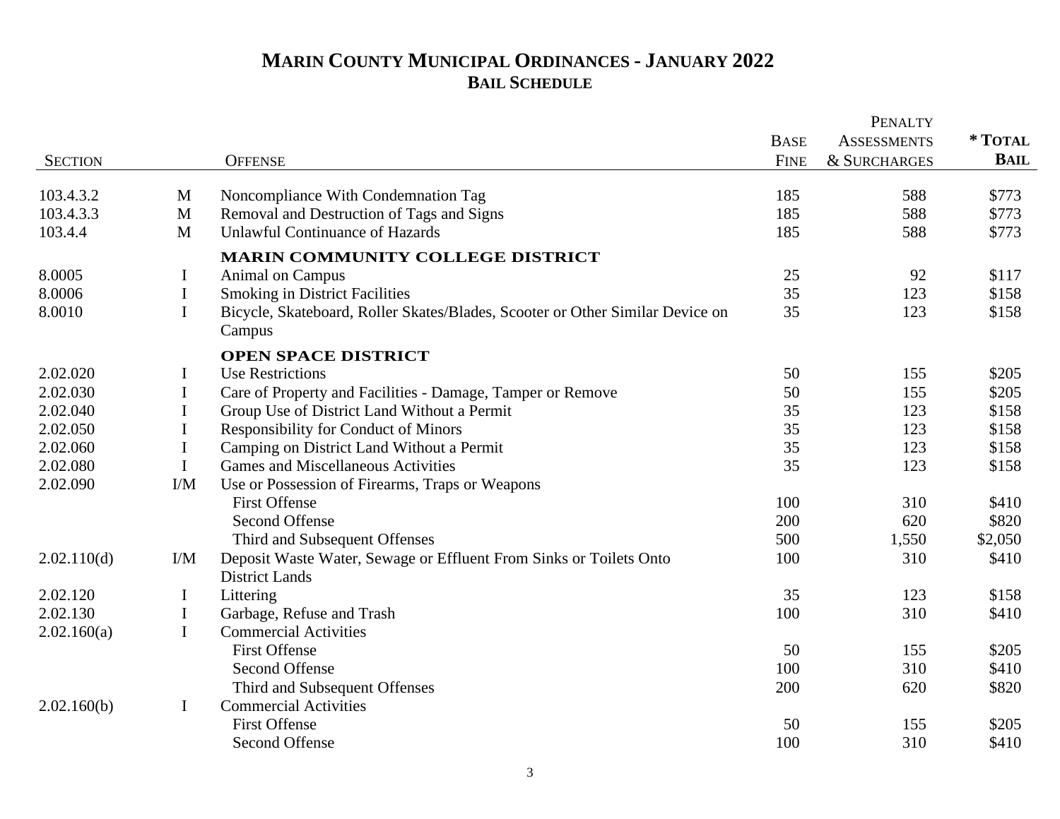# MARIN COUNTY MUNICIPAL ORDINANCES - JANUARY 2022
## BAIL SCHEDULE

| SECTION | | OFFENSE | BASE FINE | PENALTY ASSESSMENTS & SURCHARGES | * TOTAL BAIL |
|---|---|---|---|---|---|
| 103.4.3.2 | M | Noncompliance With Condemnation Tag | 185 | 588 | $773 |
| 103.4.3.3 | M | Removal and Destruction of Tags and Signs | 185 | 588 | $773 |
| 103.4.4 | M | Unlawful Continuance of Hazards | 185 | 588 | $773 |
| | | **MARIN COMMUNITY COLLEGE DISTRICT** | | | |
| 8.0005 | I | Animal on Campus | 25 | 92 | $117 |
| 8.0006 | I | Smoking in District Facilities | 35 | 123 | $158 |
| 8.0010 | I | Bicycle, Skateboard, Roller Skates/Blades, Scooter or Other Similar Device on Campus | 35 | 123 | $158 |
| | | **OPEN SPACE DISTRICT** | | | |
| 2.02.020 | I | Use Restrictions | 50 | 155 | $205 |
| 2.02.030 | I | Care of Property and Facilities - Damage, Tamper or Remove | 50 | 155 | $205 |
| 2.02.040 | I | Group Use of District Land Without a Permit | 35 | 123 | $158 |
| 2.02.050 | I | Responsibility for Conduct of Minors | 35 | 123 | $158 |
| 2.02.060 | I | Camping on District Land Without a Permit | 35 | 123 | $158 |
| 2.02.080 | I | Games and Miscellaneous Activities | 35 | 123 | $158 |
| 2.02.090 | I/M | Use or Possession of Firearms, Traps or Weapons | | | |
| | | First Offense | 100 | 310 | $410 |
| | | Second Offense | 200 | 620 | $820 |
| | | Third and Subsequent Offenses | 500 | 1,550 | $2,050 |
| 2.02.110(d) | I/M | Deposit Waste Water, Sewage or Effluent From Sinks or Toilets Onto District Lands | 100 | 310 | $410 |
| 2.02.120 | I | Littering | 35 | 123 | $158 |
| 2.02.130 | I | Garbage, Refuse and Trash | 100 | 310 | $410 |
| 2.02.160(a) | I | Commercial Activities | | | |
| | | First Offense | 50 | 155 | $205 |
| | | Second Offense | 100 | 310 | $410 |
| | | Third and Subsequent Offenses | 200 | 620 | $820 |
| 2.02.160(b) | I | Commercial Activities | | | |
| | | First Offense | 50 | 155 | $205 |
| | | Second Offense | 100 | 310 | $410 |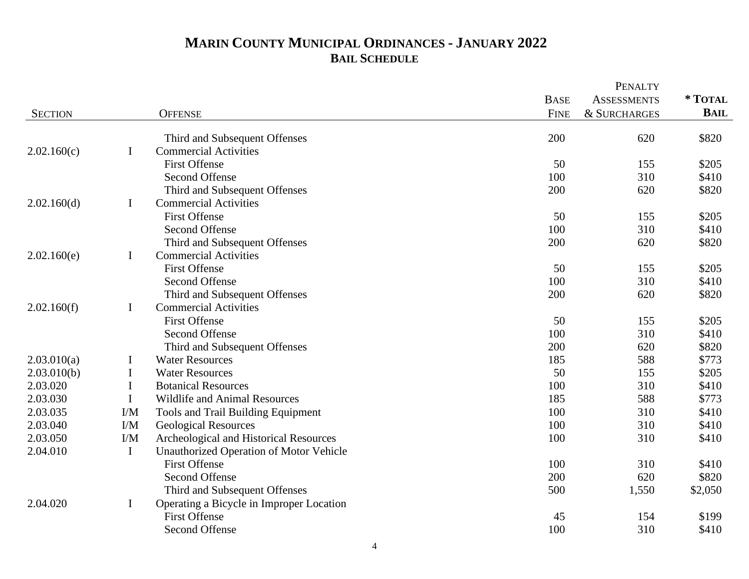# Marin County Municipal Ordinances - January 2022

## Bail Schedule

| Section | | Offense | Base Fine | Penalty Assessments & Surcharges | * Total Bail |
|---|---|---|---|---|---|
| | | Third and Subsequent Offenses | 200 | 620 | $820 |
| 2.02.160(c) | I | Commercial Activities | | | |
| | | First Offense | 50 | 155 | $205 |
| | | Second Offense | 100 | 310 | $410 |
| | | Third and Subsequent Offenses | 200 | 620 | $820 |
| 2.02.160(d) | I | Commercial Activities | | | |
| | | First Offense | 50 | 155 | $205 |
| | | Second Offense | 100 | 310 | $410 |
| | | Third and Subsequent Offenses | 200 | 620 | $820 |
| 2.02.160(e) | I | Commercial Activities | | | |
| | | First Offense | 50 | 155 | $205 |
| | | Second Offense | 100 | 310 | $410 |
| | | Third and Subsequent Offenses | 200 | 620 | $820 |
| 2.02.160(f) | I | Commercial Activities | | | |
| | | First Offense | 50 | 155 | $205 |
| | | Second Offense | 100 | 310 | $410 |
| | | Third and Subsequent Offenses | 200 | 620 | $820 |
| 2.03.010(a) | I | Water Resources | 185 | 588 | $773 |
| 2.03.010(b) | I | Water Resources | 50 | 155 | $205 |
| 2.03.020 | I | Botanical Resources | 100 | 310 | $410 |
| 2.03.030 | I | Wildlife and Animal Resources | 185 | 588 | $773 |
| 2.03.035 | I/M | Tools and Trail Building Equipment | 100 | 310 | $410 |
| 2.03.040 | I/M | Geological Resources | 100 | 310 | $410 |
| 2.03.050 | I/M | Archeological and Historical Resources | 100 | 310 | $410 |
| 2.04.010 | I | Unauthorized Operation of Motor Vehicle | | | |
| | | First Offense | 100 | 310 | $410 |
| | | Second Offense | 200 | 620 | $820 |
| | | Third and Subsequent Offenses | 500 | 1,550 | $2,050 |
| 2.04.020 | I | Operating a Bicycle in Improper Location | | | |
| | | First Offense | 45 | 154 | $199 |
| | | Second Offense | 100 | 310 | $410 |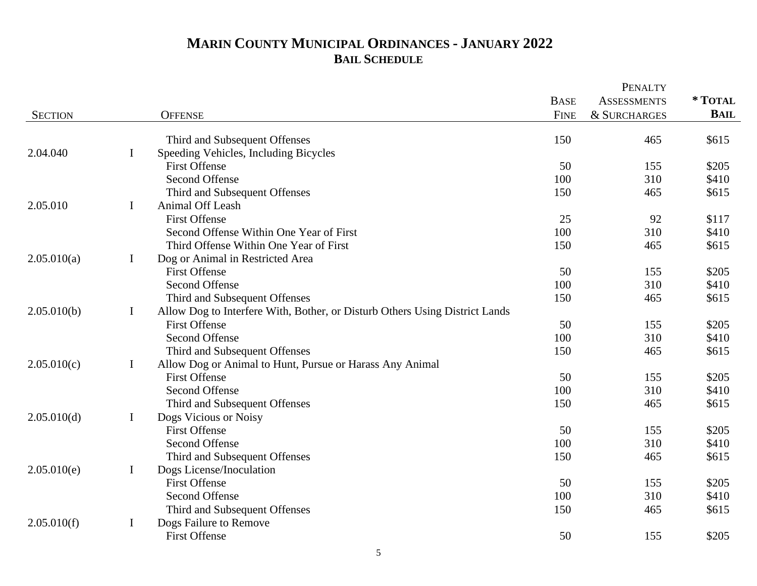# MARIN COUNTY MUNICIPAL ORDINANCES - JANUARY 2022

## BAIL SCHEDULE

| SECTION | | OFFENSE | BASE FINE | PENALTY ASSESSMENTS & SURCHARGES | * TOTAL BAIL |
|---|---|---|---|---|---|
| | | Third and Subsequent Offenses | 150 | 465 | $615 |
| 2.04.040 | I | Speeding Vehicles, Including Bicycles | | | |
| | | First Offense | 50 | 155 | $205 |
| | | Second Offense | 100 | 310 | $410 |
| | | Third and Subsequent Offenses | 150 | 465 | $615 |
| 2.05.010 | I | Animal Off Leash | | | |
| | | First Offense | 25 | 92 | $117 |
| | | Second Offense Within One Year of First | 100 | 310 | $410 |
| | | Third Offense Within One Year of First | 150 | 465 | $615 |
| 2.05.010(a) | I | Dog or Animal in Restricted Area | | | |
| | | First Offense | 50 | 155 | $205 |
| | | Second Offense | 100 | 310 | $410 |
| | | Third and Subsequent Offenses | 150 | 465 | $615 |
| 2.05.010(b) | I | Allow Dog to Interfere With, Bother, or Disturb Others Using District Lands | | | |
| | | First Offense | 50 | 155 | $205 |
| | | Second Offense | 100 | 310 | $410 |
| | | Third and Subsequent Offenses | 150 | 465 | $615 |
| 2.05.010(c) | I | Allow Dog or Animal to Hunt, Pursue or Harass Any Animal | | | |
| | | First Offense | 50 | 155 | $205 |
| | | Second Offense | 100 | 310 | $410 |
| | | Third and Subsequent Offenses | 150 | 465 | $615 |
| 2.05.010(d) | I | Dogs Vicious or Noisy | | | |
| | | First Offense | 50 | 155 | $205 |
| | | Second Offense | 100 | 310 | $410 |
| | | Third and Subsequent Offenses | 150 | 465 | $615 |
| 2.05.010(e) | I | Dogs License/Inoculation | | | |
| | | First Offense | 50 | 155 | $205 |
| | | Second Offense | 100 | 310 | $410 |
| | | Third and Subsequent Offenses | 150 | 465 | $615 |
| 2.05.010(f) | I | Dogs Failure to Remove | | | |
| | | First Offense | 50 | 155 | $205 |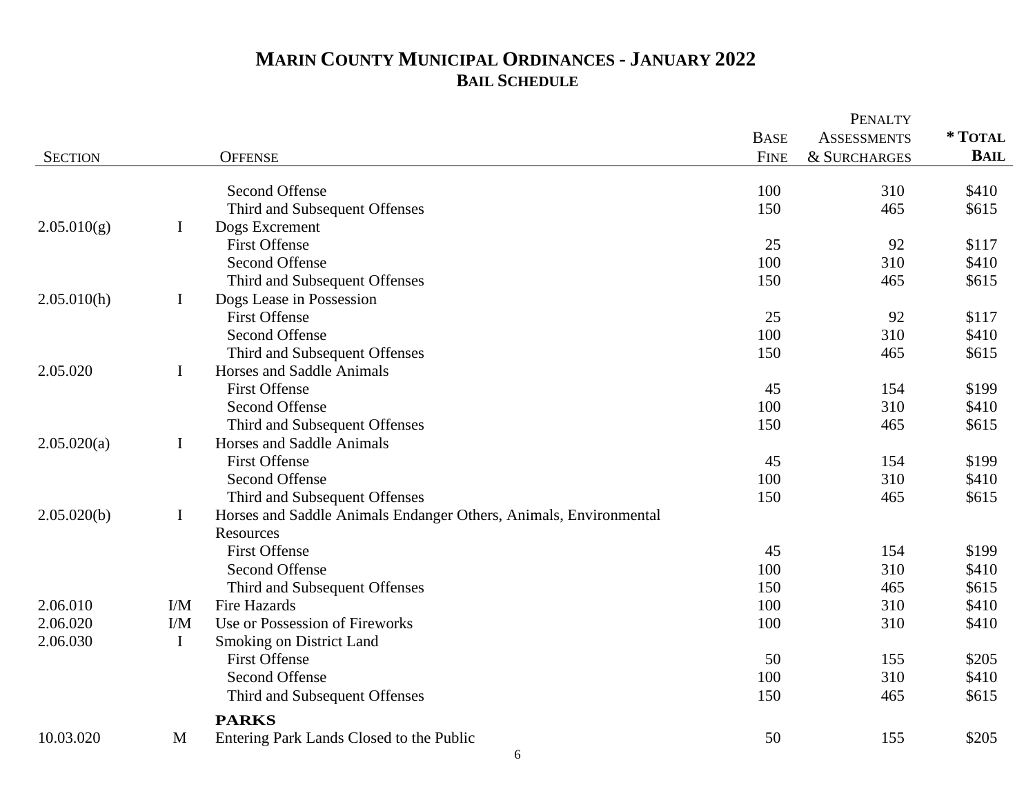# Marin County Municipal Ordinances - January 2022

## Bail Schedule

| Section | | Offense | Base Fine | Penalty Assessments & Surcharges | * Total Bail |
|---|---|---|---|---|---|
| | | Second Offense | 100 | 310 | $410 |
| | | Third and Subsequent Offenses | 150 | 465 | $615 |
| 2.05.010(g) | I | Dogs Excrement | | | |
| | | First Offense | 25 | 92 | $117 |
| | | Second Offense | 100 | 310 | $410 |
| | | Third and Subsequent Offenses | 150 | 465 | $615 |
| 2.05.010(h) | I | Dogs Lease in Possession | | | |
| | | First Offense | 25 | 92 | $117 |
| | | Second Offense | 100 | 310 | $410 |
| | | Third and Subsequent Offenses | 150 | 465 | $615 |
| 2.05.020 | I | Horses and Saddle Animals | | | |
| | | First Offense | 45 | 154 | $199 |
| | | Second Offense | 100 | 310 | $410 |
| | | Third and Subsequent Offenses | 150 | 465 | $615 |
| 2.05.020(a) | I | Horses and Saddle Animals | | | |
| | | First Offense | 45 | 154 | $199 |
| | | Second Offense | 100 | 310 | $410 |
| | | Third and Subsequent Offenses | 150 | 465 | $615 |
| 2.05.020(b) | I | Horses and Saddle Animals Endanger Others, Animals, Environmental Resources | | | |
| | | First Offense | 45 | 154 | $199 |
| | | Second Offense | 100 | 310 | $410 |
| | | Third and Subsequent Offenses | 150 | 465 | $615 |
| 2.06.010 | I/M | Fire Hazards | 100 | 310 | $410 |
| 2.06.020 | I/M | Use or Possession of Fireworks | 100 | 310 | $410 |
| 2.06.030 | I | Smoking on District Land | | | |
| | | First Offense | 50 | 155 | $205 |
| | | Second Offense | 100 | 310 | $410 |
| | | Third and Subsequent Offenses | 150 | 465 | $615 |
| | | **PARKS** | | | |
| 10.03.020 | M | Entering Park Lands Closed to the Public | 50 | 155 | $205 |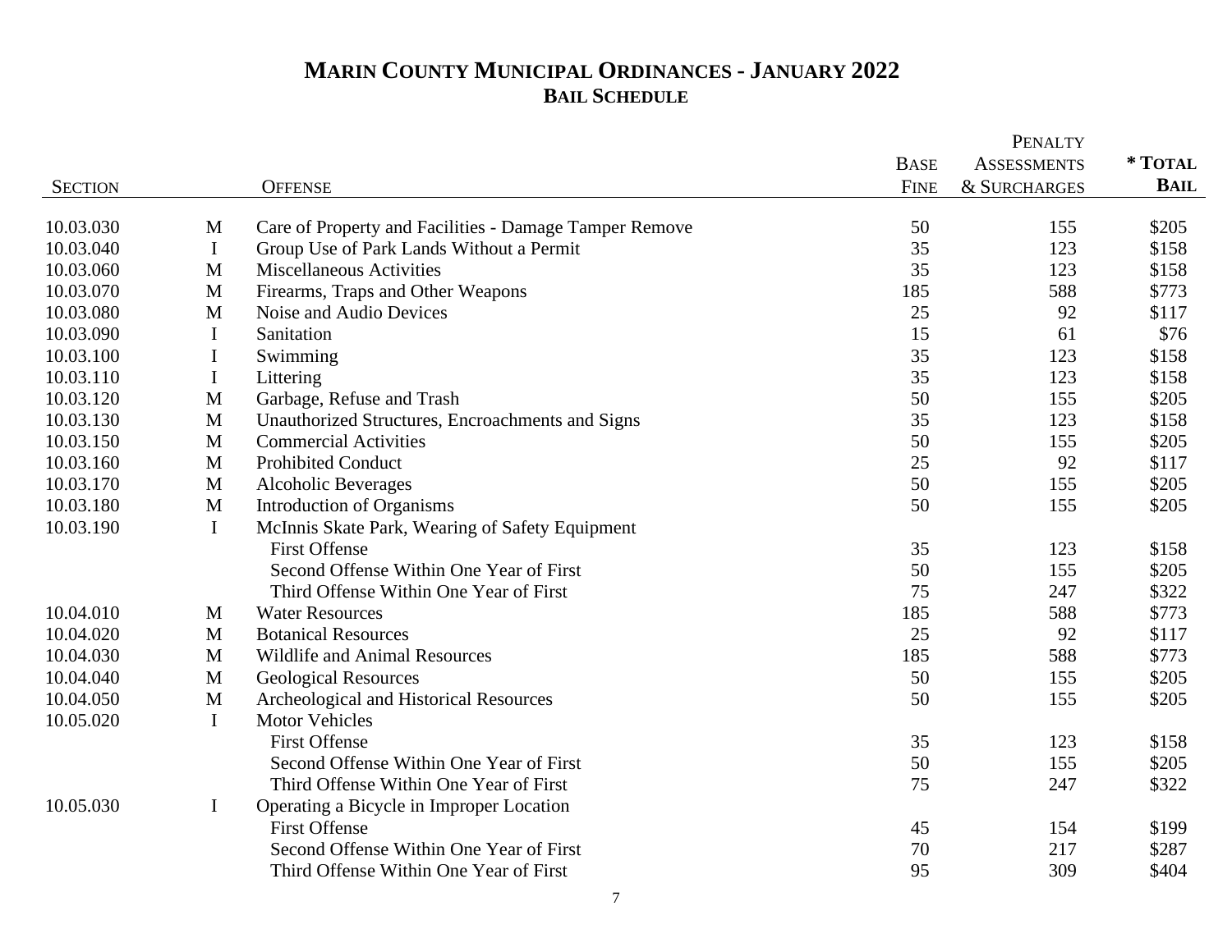# MARIN COUNTY MUNICIPAL ORDINANCES - JANUARY 2022

## BAIL SCHEDULE

| SECTION | | OFFENSE | BASE FINE | PENALTY ASSESSMENTS & SURCHARGES | * TOTAL BAIL |
|---|---|---|---|---|---|
| 10.03.030 | M | Care of Property and Facilities - Damage Tamper Remove | 50 | 155 | $205 |
| 10.03.040 | I | Group Use of Park Lands Without a Permit | 35 | 123 | $158 |
| 10.03.060 | M | Miscellaneous Activities | 35 | 123 | $158 |
| 10.03.070 | M | Firearms, Traps and Other Weapons | 185 | 588 | $773 |
| 10.03.080 | M | Noise and Audio Devices | 25 | 92 | $117 |
| 10.03.090 | I | Sanitation | 15 | 61 | $76 |
| 10.03.100 | I | Swimming | 35 | 123 | $158 |
| 10.03.110 | I | Littering | 35 | 123 | $158 |
| 10.03.120 | M | Garbage, Refuse and Trash | 50 | 155 | $205 |
| 10.03.130 | M | Unauthorized Structures, Encroachments and Signs | 35 | 123 | $158 |
| 10.03.150 | M | Commercial Activities | 50 | 155 | $205 |
| 10.03.160 | M | Prohibited Conduct | 25 | 92 | $117 |
| 10.03.170 | M | Alcoholic Beverages | 50 | 155 | $205 |
| 10.03.180 | M | Introduction of Organisms | 50 | 155 | $205 |
| 10.03.190 | I | McInnis Skate Park, Wearing of Safety Equipment | | | |
| | | First Offense | 35 | 123 | $158 |
| | | Second Offense Within One Year of First | 50 | 155 | $205 |
| | | Third Offense Within One Year of First | 75 | 247 | $322 |
| 10.04.010 | M | Water Resources | 185 | 588 | $773 |
| 10.04.020 | M | Botanical Resources | 25 | 92 | $117 |
| 10.04.030 | M | Wildlife and Animal Resources | 185 | 588 | $773 |
| 10.04.040 | M | Geological Resources | 50 | 155 | $205 |
| 10.04.050 | M | Archeological and Historical Resources | 50 | 155 | $205 |
| 10.05.020 | I | Motor Vehicles | | | |
| | | First Offense | 35 | 123 | $158 |
| | | Second Offense Within One Year of First | 50 | 155 | $205 |
| | | Third Offense Within One Year of First | 75 | 247 | $322 |
| 10.05.030 | I | Operating a Bicycle in Improper Location | | | |
| | | First Offense | 45 | 154 | $199 |
| | | Second Offense Within One Year of First | 70 | 217 | $287 |
| | | Third Offense Within One Year of First | 95 | 309 | $404 |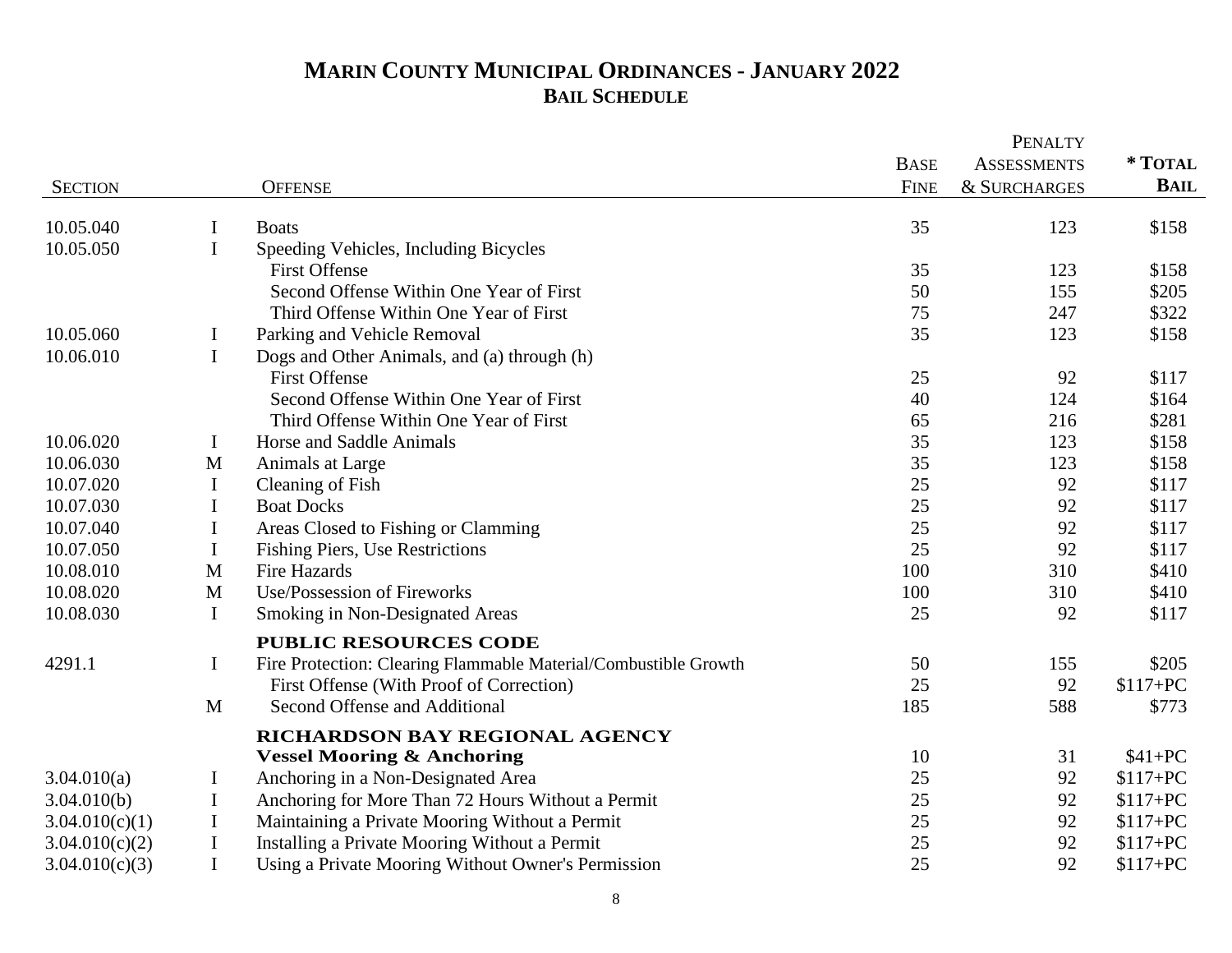# MARIN COUNTY MUNICIPAL ORDINANCES - JANUARY 2022
## BAIL SCHEDULE

| SECTION | | OFFENSE | BASE FINE | PENALTY ASSESSMENTS & SURCHARGES | * TOTAL BAIL |
|---|---|---|---|---|---|
| 10.05.040 | I | Boats | 35 | 123 | $158 |
| 10.05.050 | I | Speeding Vehicles, Including Bicycles | | | |
| | | First Offense | 35 | 123 | $158 |
| | | Second Offense Within One Year of First | 50 | 155 | $205 |
| | | Third Offense Within One Year of First | 75 | 247 | $322 |
| 10.05.060 | I | Parking and Vehicle Removal | 35 | 123 | $158 |
| 10.06.010 | I | Dogs and Other Animals, and (a) through (h) | | | |
| | | First Offense | 25 | 92 | $117 |
| | | Second Offense Within One Year of First | 40 | 124 | $164 |
| | | Third Offense Within One Year of First | 65 | 216 | $281 |
| 10.06.020 | I | Horse and Saddle Animals | 35 | 123 | $158 |
| 10.06.030 | M | Animals at Large | 35 | 123 | $158 |
| 10.07.020 | I | Cleaning of Fish | 25 | 92 | $117 |
| 10.07.030 | I | Boat Docks | 25 | 92 | $117 |
| 10.07.040 | I | Areas Closed to Fishing or Clamming | 25 | 92 | $117 |
| 10.07.050 | I | Fishing Piers, Use Restrictions | 25 | 92 | $117 |
| 10.08.010 | M | Fire Hazards | 100 | 310 | $410 |
| 10.08.020 | M | Use/Possession of Fireworks | 100 | 310 | $410 |
| 10.08.030 | I | Smoking in Non-Designated Areas | 25 | 92 | $117 |
| | | **PUBLIC RESOURCES CODE** | | | |
| 4291.1 | I | Fire Protection: Clearing Flammable Material/Combustible Growth | 50 | 155 | $205 |
| | | First Offense (With Proof of Correction) | 25 | 92 | $117+PC |
| | M | Second Offense and Additional | 185 | 588 | $773 |
| | | **RICHARDSON BAY REGIONAL AGENCY** | | | |
| | | **Vessel Mooring & Anchoring** | 10 | 31 | $41+PC |
| 3.04.010(a) | I | Anchoring in a Non-Designated Area | 25 | 92 | $117+PC |
| 3.04.010(b) | I | Anchoring for More Than 72 Hours Without a Permit | 25 | 92 | $117+PC |
| 3.04.010(c)(1) | I | Maintaining a Private Mooring Without a Permit | 25 | 92 | $117+PC |
| 3.04.010(c)(2) | I | Installing a Private Mooring Without a Permit | 25 | 92 | $117+PC |
| 3.04.010(c)(3) | I | Using a Private Mooring Without Owner's Permission | 25 | 92 | $117+PC |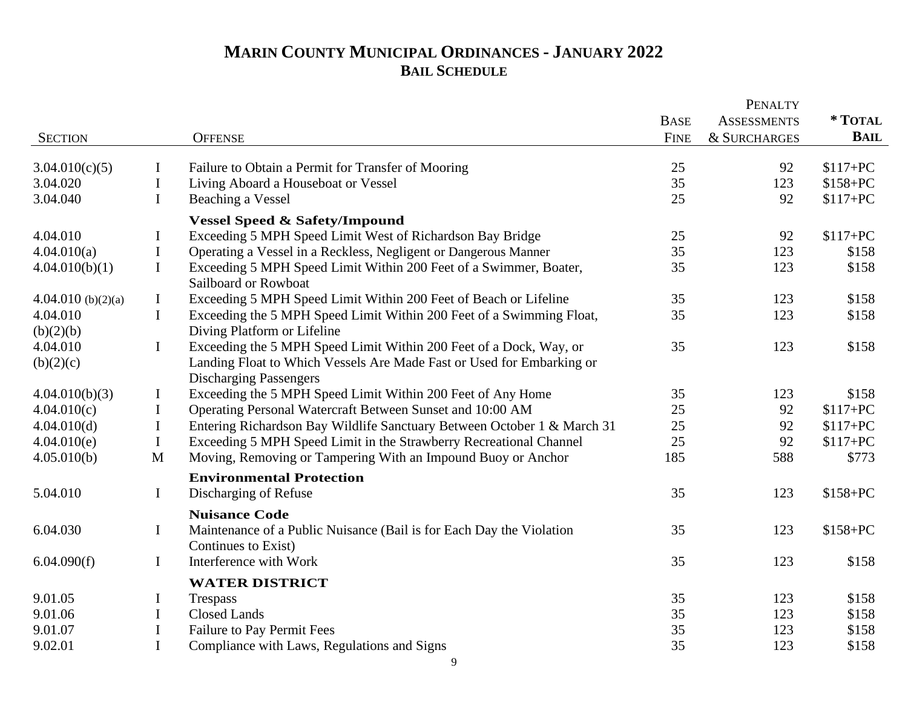# MARIN COUNTY MUNICIPAL ORDINANCES - JANUARY 2022
## BAIL SCHEDULE

| SECTION | | OFFENSE | BASE FINE | PENALTY ASSESSMENTS & SURCHARGES | * TOTAL BAIL |
|---|---|---|---|---|---|
| 3.04.010(c)(5) | I | Failure to Obtain a Permit for Transfer of Mooring | 25 | 92 | $117+PC |
| 3.04.020 | I | Living Aboard a Houseboat or Vessel | 35 | 123 | $158+PC |
| 3.04.040 | I | Beaching a Vessel | 25 | 92 | $117+PC |
| | | **Vessel Speed & Safety/Impound** | | | |
| 4.04.010 | I | Exceeding 5 MPH Speed Limit West of Richardson Bay Bridge | 25 | 92 | $117+PC |
| 4.04.010(a) | I | Operating a Vessel in a Reckless, Negligent or Dangerous Manner | 35 | 123 | $158 |
| 4.04.010(b)(1) | I | Exceeding 5 MPH Speed Limit Within 200 Feet of a Swimmer, Boater, Sailboard or Rowboat | 35 | 123 | $158 |
| 4.04.010 (b)(2)(a) | I | Exceeding 5 MPH Speed Limit Within 200 Feet of Beach or Lifeline | 35 | 123 | $158 |
| 4.04.010 (b)(2)(b) | I | Exceeding the 5 MPH Speed Limit Within 200 Feet of a Swimming Float, Diving Platform or Lifeline | 35 | 123 | $158 |
| 4.04.010 (b)(2)(c) | I | Exceeding the 5 MPH Speed Limit Within 200 Feet of a Dock, Way, or Landing Float to Which Vessels Are Made Fast or Used for Embarking or Discharging Passengers | 35 | 123 | $158 |
| 4.04.010(b)(3) | I | Exceeding the 5 MPH Speed Limit Within 200 Feet of Any Home | 35 | 123 | $158 |
| 4.04.010(c) | I | Operating Personal Watercraft Between Sunset and 10:00 AM | 25 | 92 | $117+PC |
| 4.04.010(d) | I | Entering Richardson Bay Wildlife Sanctuary Between October 1 & March 31 | 25 | 92 | $117+PC |
| 4.04.010(e) | I | Exceeding 5 MPH Speed Limit in the Strawberry Recreational Channel | 25 | 92 | $117+PC |
| 4.05.010(b) | M | Moving, Removing or Tampering With an Impound Buoy or Anchor | 185 | 588 | $773 |
| | | **Environmental Protection** | | | |
| 5.04.010 | I | Discharging of Refuse | 35 | 123 | $158+PC |
| | | **Nuisance Code** | | | |
| 6.04.030 | I | Maintenance of a Public Nuisance (Bail is for Each Day the Violation Continues to Exist) | 35 | 123 | $158+PC |
| 6.04.090(f) | I | Interference with Work | 35 | 123 | $158 |
| | | **WATER DISTRICT** | | | |
| 9.01.05 | I | Trespass | 35 | 123 | $158 |
| 9.01.06 | I | Closed Lands | 35 | 123 | $158 |
| 9.01.07 | I | Failure to Pay Permit Fees | 35 | 123 | $158 |
| 9.02.01 | I | Compliance with Laws, Regulations and Signs | 35 | 123 | $158 |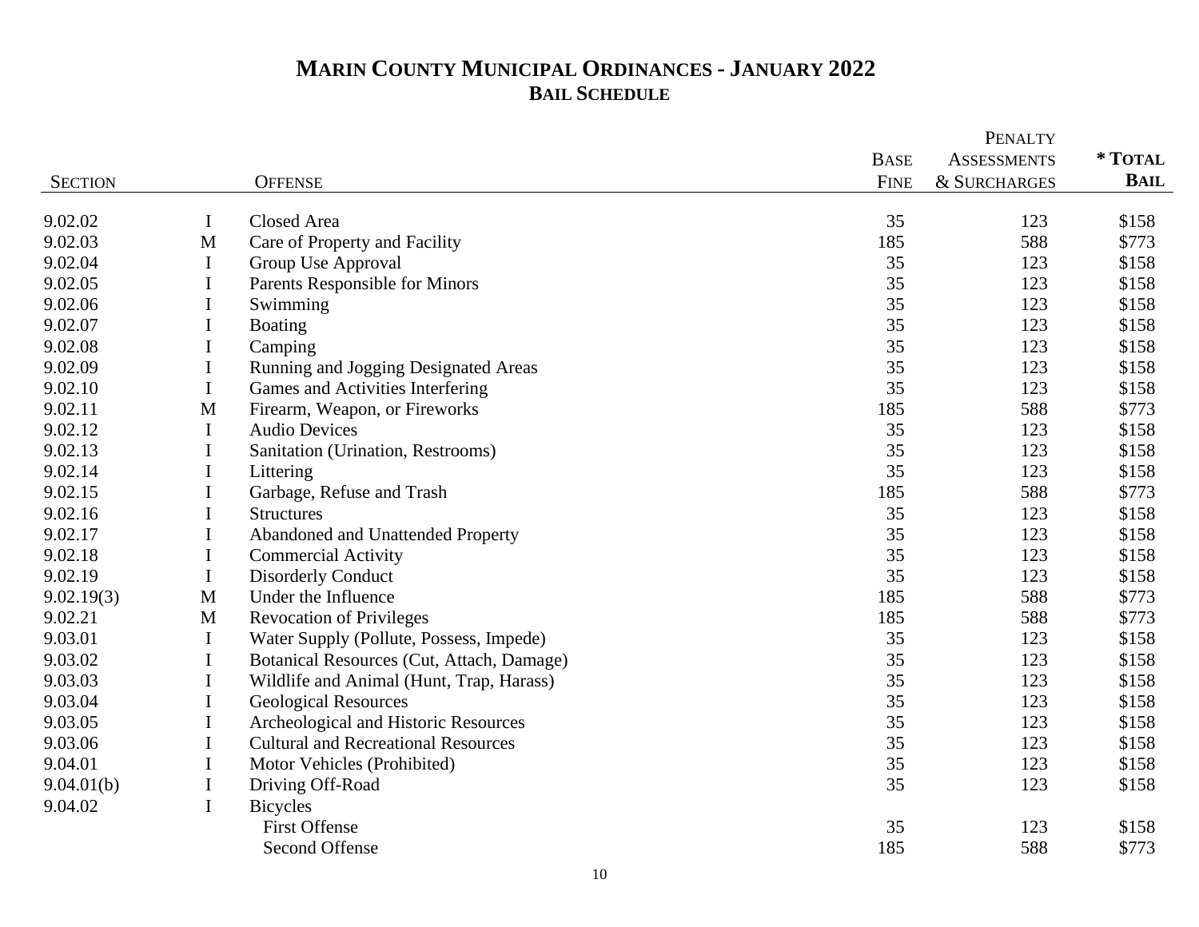# MARIN COUNTY MUNICIPAL ORDINANCES - JANUARY 2022
## BAIL SCHEDULE

| SECTION | | OFFENSE | BASE FINE | PENALTY ASSESSMENTS & SURCHARGES | * TOTAL BAIL |
|---|---|---|---|---|---|
| 9.02.02 | I | Closed Area | 35 | 123 | $158 |
| 9.02.03 | M | Care of Property and Facility | 185 | 588 | $773 |
| 9.02.04 | I | Group Use Approval | 35 | 123 | $158 |
| 9.02.05 | I | Parents Responsible for Minors | 35 | 123 | $158 |
| 9.02.06 | I | Swimming | 35 | 123 | $158 |
| 9.02.07 | I | Boating | 35 | 123 | $158 |
| 9.02.08 | I | Camping | 35 | 123 | $158 |
| 9.02.09 | I | Running and Jogging Designated Areas | 35 | 123 | $158 |
| 9.02.10 | I | Games and Activities Interfering | 35 | 123 | $158 |
| 9.02.11 | M | Firearm, Weapon, or Fireworks | 185 | 588 | $773 |
| 9.02.12 | I | Audio Devices | 35 | 123 | $158 |
| 9.02.13 | I | Sanitation (Urination, Restrooms) | 35 | 123 | $158 |
| 9.02.14 | I | Littering | 35 | 123 | $158 |
| 9.02.15 | I | Garbage, Refuse and Trash | 185 | 588 | $773 |
| 9.02.16 | I | Structures | 35 | 123 | $158 |
| 9.02.17 | I | Abandoned and Unattended Property | 35 | 123 | $158 |
| 9.02.18 | I | Commercial Activity | 35 | 123 | $158 |
| 9.02.19 | I | Disorderly Conduct | 35 | 123 | $158 |
| 9.02.19(3) | M | Under the Influence | 185 | 588 | $773 |
| 9.02.21 | M | Revocation of Privileges | 185 | 588 | $773 |
| 9.03.01 | I | Water Supply (Pollute, Possess, Impede) | 35 | 123 | $158 |
| 9.03.02 | I | Botanical Resources (Cut, Attach, Damage) | 35 | 123 | $158 |
| 9.03.03 | I | Wildlife and Animal (Hunt, Trap, Harass) | 35 | 123 | $158 |
| 9.03.04 | I | Geological Resources | 35 | 123 | $158 |
| 9.03.05 | I | Archeological and Historic Resources | 35 | 123 | $158 |
| 9.03.06 | I | Cultural and Recreational Resources | 35 | 123 | $158 |
| 9.04.01 | I | Motor Vehicles (Prohibited) | 35 | 123 | $158 |
| 9.04.01(b) | I | Driving Off-Road | 35 | 123 | $158 |
| 9.04.02 | I | Bicycles | | | |
| | | First Offense | 35 | 123 | $158 |
| | | Second Offense | 185 | 588 | $773 |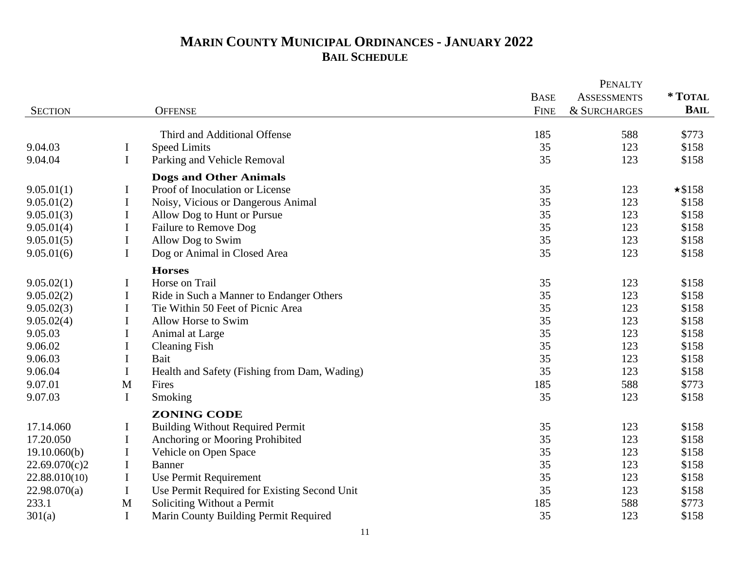# MARIN COUNTY MUNICIPAL ORDINANCES - JANUARY 2022
## BAIL SCHEDULE

| SECTION | | OFFENSE | BASE FINE | PENALTY ASSESSMENTS & SURCHARGES | * TOTAL BAIL |
|---|---|---|---|---|---|
| | | Third and Additional Offense | 185 | 588 | $773 |
| 9.04.03 | I | Speed Limits | 35 | 123 | $158 |
| 9.04.04 | I | Parking and Vehicle Removal | 35 | 123 | $158 |
| | | **Dogs and Other Animals** | | | |
| 9.05.01(1) | I | Proof of Inoculation or License | 35 | 123 | ★$158 |
| 9.05.01(2) | I | Noisy, Vicious or Dangerous Animal | 35 | 123 | $158 |
| 9.05.01(3) | I | Allow Dog to Hunt or Pursue | 35 | 123 | $158 |
| 9.05.01(4) | I | Failure to Remove Dog | 35 | 123 | $158 |
| 9.05.01(5) | I | Allow Dog to Swim | 35 | 123 | $158 |
| 9.05.01(6) | I | Dog or Animal in Closed Area | 35 | 123 | $158 |
| | | **Horses** | | | |
| 9.05.02(1) | I | Horse on Trail | 35 | 123 | $158 |
| 9.05.02(2) | I | Ride in Such a Manner to Endanger Others | 35 | 123 | $158 |
| 9.05.02(3) | I | Tie Within 50 Feet of Picnic Area | 35 | 123 | $158 |
| 9.05.02(4) | I | Allow Horse to Swim | 35 | 123 | $158 |
| 9.05.03 | I | Animal at Large | 35 | 123 | $158 |
| 9.06.02 | I | Cleaning Fish | 35 | 123 | $158 |
| 9.06.03 | I | Bait | 35 | 123 | $158 |
| 9.06.04 | I | Health and Safety (Fishing from Dam, Wading) | 35 | 123 | $158 |
| 9.07.01 | M | Fires | 185 | 588 | $773 |
| 9.07.03 | I | Smoking | 35 | 123 | $158 |
| | | **ZONING CODE** | | | |
| 17.14.060 | I | Building Without Required Permit | 35 | 123 | $158 |
| 17.20.050 | I | Anchoring or Mooring Prohibited | 35 | 123 | $158 |
| 19.10.060(b) | I | Vehicle on Open Space | 35 | 123 | $158 |
| 22.69.070(c)2 | I | Banner | 35 | 123 | $158 |
| 22.88.010(10) | I | Use Permit Requirement | 35 | 123 | $158 |
| 22.98.070(a) | I | Use Permit Required for Existing Second Unit | 35 | 123 | $158 |
| 233.1 | M | Soliciting Without a Permit | 185 | 588 | $773 |
| 301(a) | I | Marin County Building Permit Required | 35 | 123 | $158 |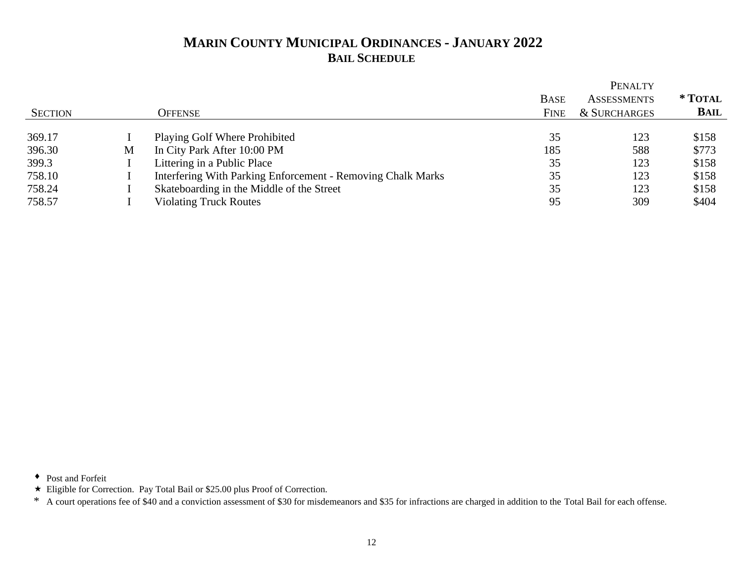# MARIN COUNTY MUNICIPAL ORDINANCES - JANUARY 2022
## BAIL SCHEDULE

| SECTION | | OFFENSE | BASE FINE | PENALTY ASSESSMENTS & SURCHARGES | * TOTAL BAIL |
|---|---|---|---|---|---|
| 369.17 | I | Playing Golf Where Prohibited | 35 | 123 | $158 |
| 396.30 | M | In City Park After 10:00 PM | 185 | 588 | $773 |
| 399.3 | I | Littering in a Public Place | 35 | 123 | $158 |
| 758.10 | I | Interfering With Parking Enforcement - Removing Chalk Marks | 35 | 123 | $158 |
| 758.24 | I | Skateboarding in the Middle of the Street | 35 | 123 | $158 |
| 758.57 | I | Violating Truck Routes | 95 | 309 | $404 |

♦ Post and Forfeit

★ Eligible for Correction. Pay Total Bail or $25.00 plus Proof of Correction.

\* A court operations fee of $40 and a conviction assessment of $30 for misdemeanors and $35 for infractions are charged in addition to the Total Bail for each offense.